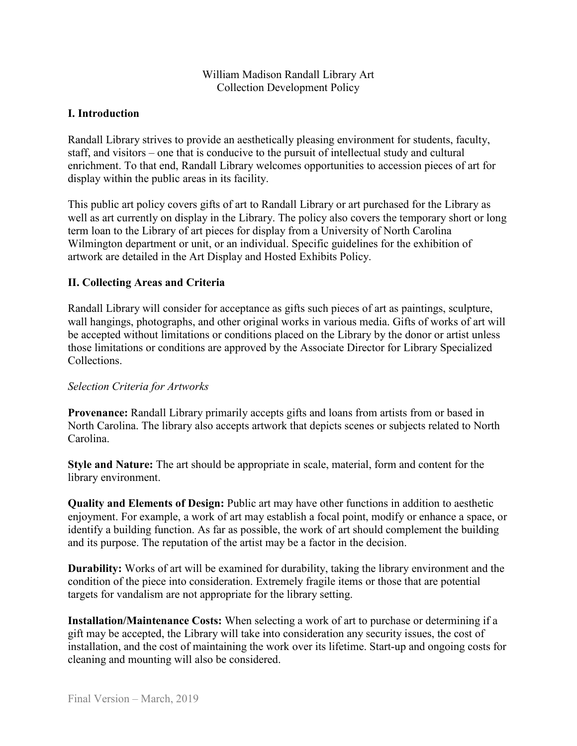# William Madison Randall Library Art Collection Development Policy

## I. Introduction

Randall Library strives to provide an aesthetically pleasing environment for students, faculty, staff, and visitors – one that is conducive to the pursuit of intellectual study and cultural enrichment. To that end, Randall Library welcomes opportunities to accession pieces of art for display within the public areas in its facility.

This public art policy covers gifts of art to Randall Library or art purchased for the Library as well as art currently on display in the Library. The policy also covers the temporary short or long term loan to the Library of art pieces for display from a University of North Carolina Wilmington department or unit, or an individual. Specific guidelines for the exhibition of artwork are detailed in the Art Display and Hosted Exhibits Policy.

## II. Collecting Areas and Criteria

Randall Library will consider for acceptance as gifts such pieces of art as paintings, sculpture, wall hangings, photographs, and other original works in various media. Gifts of works of art will be accepted without limitations or conditions placed on the Library by the donor or artist unless those limitations or conditions are approved by the Associate Director for Library Specialized Collections.

### *Selection Criteria for Artworks*

**Provenance:** Randall Library primarily accepts gifts and loans from artists from or based in North Carolina. The library also accepts artwork that depicts scenes or subjects related to North Carolina.

**Style and Nature:** The art should be appropriate in scale, material, form and content for the library environment.

**Quality and Elements of Design:** Public art may have other functions in addition to aesthetic enjoyment. For example, a work of art may establish a focal point, modify or enhance a space, or identify a building function. As far as possible, the work of art should complement the building and its purpose. The reputation of the artist may be a factor in the decision.

**Durability:** Works of art will be examined for durability, taking the library environment and the condition of the piece into consideration. Extremely fragile items or those that are potential targets for vandalism are not appropriate for the library setting.

**Installation/Maintenance Costs:** When selecting a work of art to purchase or determining if a gift may be accepted, the Library will take into consideration any security issues, the cost of installation, and the cost of maintaining the work over its lifetime. Start-up and ongoing costs for cleaning and mounting will also be considered.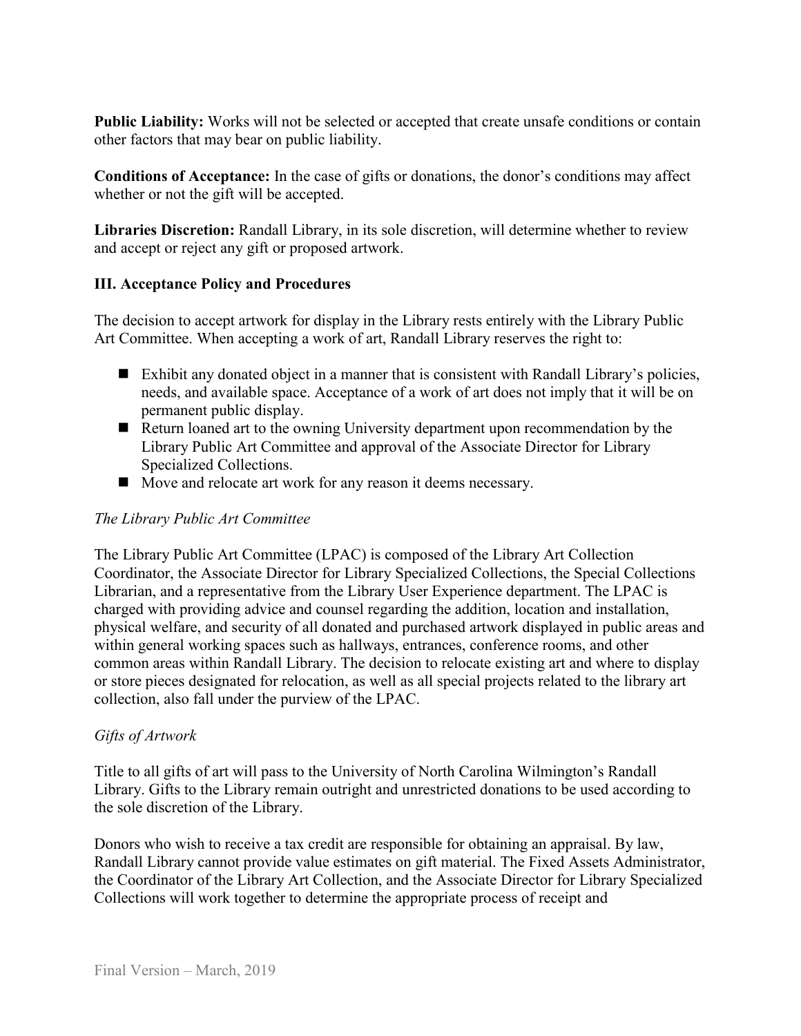**Public Liability:** Works will not be selected or accepted that create unsafe conditions or contain other factors that may bear on public liability.

**Conditions of Acceptance:** In the case of gifts or donations, the donor's conditions may affect whether or not the gift will be accepted.

**Libraries Discretion:** Randall Library, in its sole discretion, will determine whether to review and accept or reject any gift or proposed artwork.

### III. Acceptance Policy and Procedures

The decision to accept artwork for display in the Library rests entirely with the Library Public Art Committee. When accepting a work of art, Randall Library reserves the right to:

- Exhibit any donated object in a manner that is consistent with Randall Library's policies, needs, and available space. Acceptance of a work of art does not imply that it will be on permanent public display.
- Return loaned art to the owning University department upon recommendation by the Library Public Art Committee and approval of the Associate Director for Library Specialized Collections.
- Move and relocate art work for any reason it deems necessary.

*The Library Public Art Committee*

The Library Public Art Committee (LPAC) is composed of the Library Art Collection Coordinator, the Associate Director for Library Specialized Collections, the Special Collections Librarian, and a representative from the Library User Experience department. The LPAC is charged with providing advice and counsel regarding the addition, location and installation, physical welfare, and security of all donated and purchased artwork displayed in public areas and within general working spaces such as hallways, entrances, conference rooms, and other common areas within Randall Library. The decision to relocate existing art and where to display or store pieces designated for relocation, as well as all special projects related to the library art collection, also fall under the purview of the LPAC.

*Gifts of Artwork*

Title to all gifts of art will pass to the University of North Carolina Wilmington's Randall Library. Gifts to the Library remain outright and unrestricted donations to be used according to the sole discretion of the Library.

Donors who wish to receive a tax credit are responsible for obtaining an appraisal. By law, Randall Library cannot provide value estimates on gift material. The Fixed Assets Administrator, the Coordinator of the Library Art Collection, and the Associate Director for Library Specialized Collections will work together to determine the appropriate process of receipt and

Final Version – March, 2019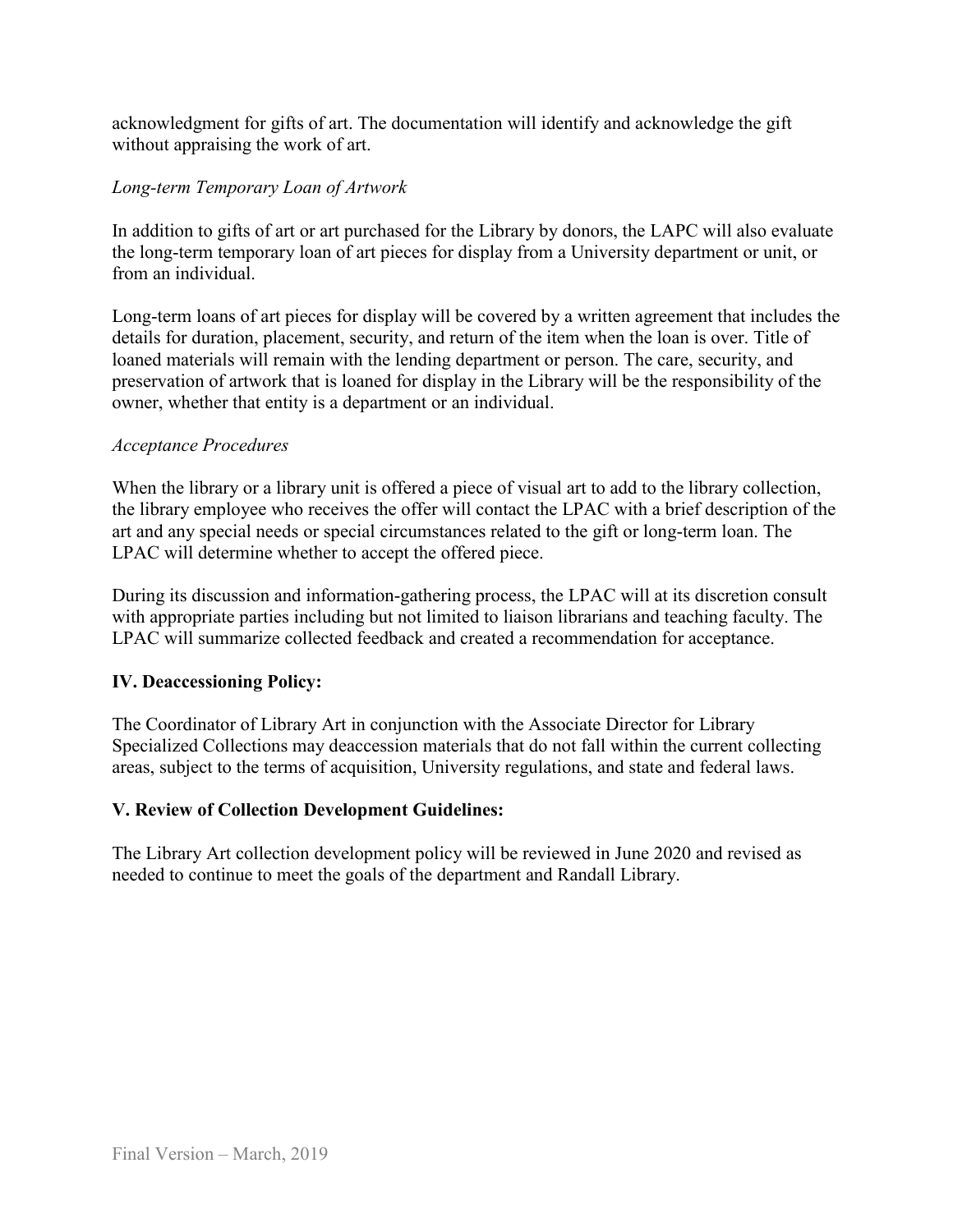acknowledgment for gifts of art. The documentation will identify and acknowledge the gift without appraising the work of art.

*Long-term Temporary Loan of Artwork*

In addition to gifts of art or art purchased for the Library by donors, the LAPC will also evaluate the long-term temporary loan of art pieces for display from a University department or unit, or from an individual.

Long-term loans of art pieces for display will be covered by a written agreement that includes the details for duration, placement, security, and return of the item when the loan is over. Title of loaned materials will remain with the lending department or person. The care, security, and preservation of artwork that is loaned for display in the Library will be the responsibility of the owner, whether that entity is a department or an individual.

*Acceptance Procedures*

When the library or a library unit is offered a piece of visual art to add to the library collection, the library employee who receives the offer will contact the LPAC with a brief description of the art and any special needs or special circumstances related to the gift or long-term loan. The LPAC will determine whether to accept the offered piece.

During its discussion and information-gathering process, the LPAC will at its discretion consult with appropriate parties including but not limited to liaison librarians and teaching faculty. The LPAC will summarize collected feedback and created a recommendation for acceptance.

**IV. Deaccessioning Policy:**

The Coordinator of Library Art in conjunction with the Associate Director for Library Specialized Collections may deaccession materials that do not fall within the current collecting areas, subject to the terms of acquisition, University regulations, and state and federal laws.

**V. Review of Collection Development Guidelines:**

The Library Art collection development policy will be reviewed in June 2020 and revised as needed to continue to meet the goals of the department and Randall Library.